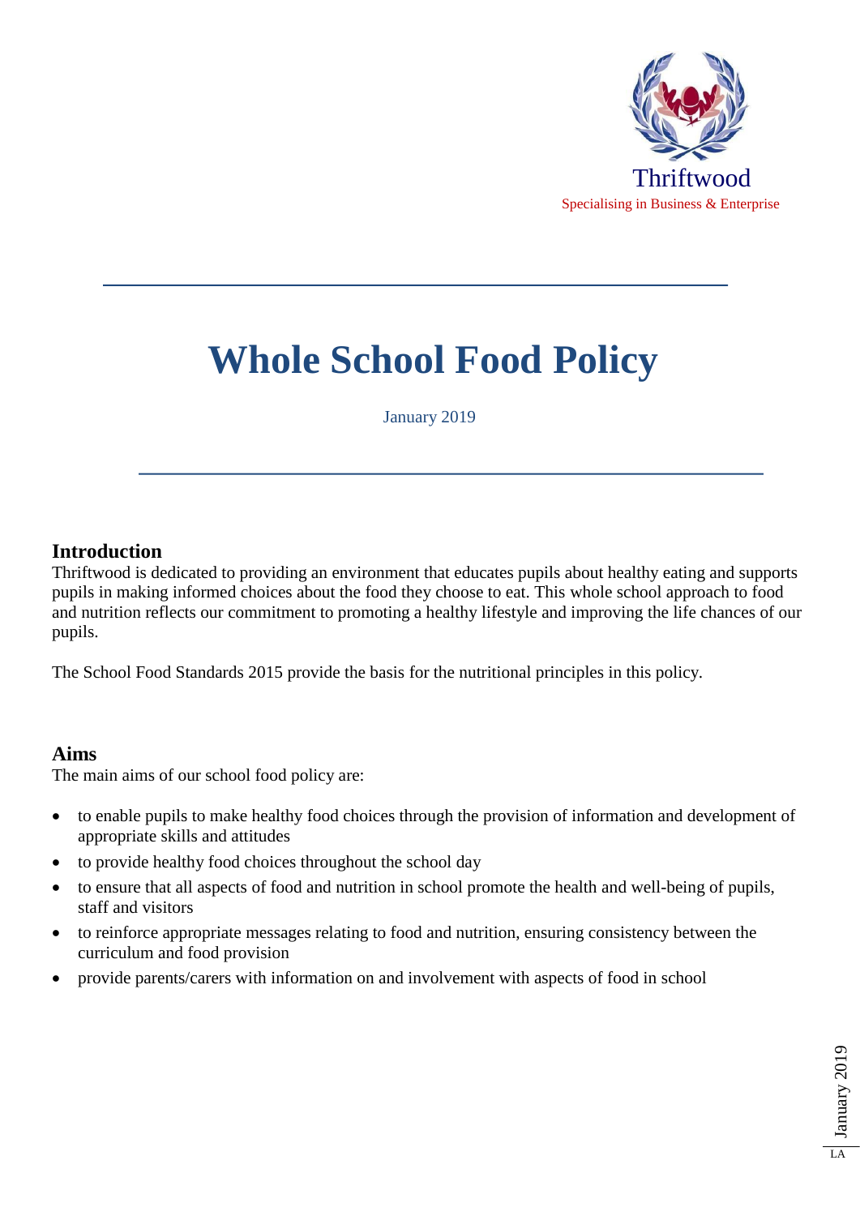Thriftwood

Specialising in Business & Enterprise

# Whole School Food Policy

January 2019

## Introduction

Thriftwood is dedicated to providing an environment that educates pupils about healthy eating and supports pupils in making informed choices about the food they choose to eat. This whole school approach to food and nutrition reflects our commitment to promoting a healthy lifestyle and improving the life chances of our pupils.

The School Food Standards 2015 provide the basis for the nutritional principles in this policy.

## Aims

The main aims of our school food policy are:

- to enable pupils to make healthy food choices through the provision of information and development of appropriate skills and attitudes
- to provide healthy food choices throughout the school day
- to ensure that all aspects of food and nutrition in school promote the health and well-being of pupils, staff and visitors
- to reinforce appropriate messages relating to food and nutrition, ensuring consistency between the curriculum and food provision
- provide parents/carers with information on and involvement with aspects of food in school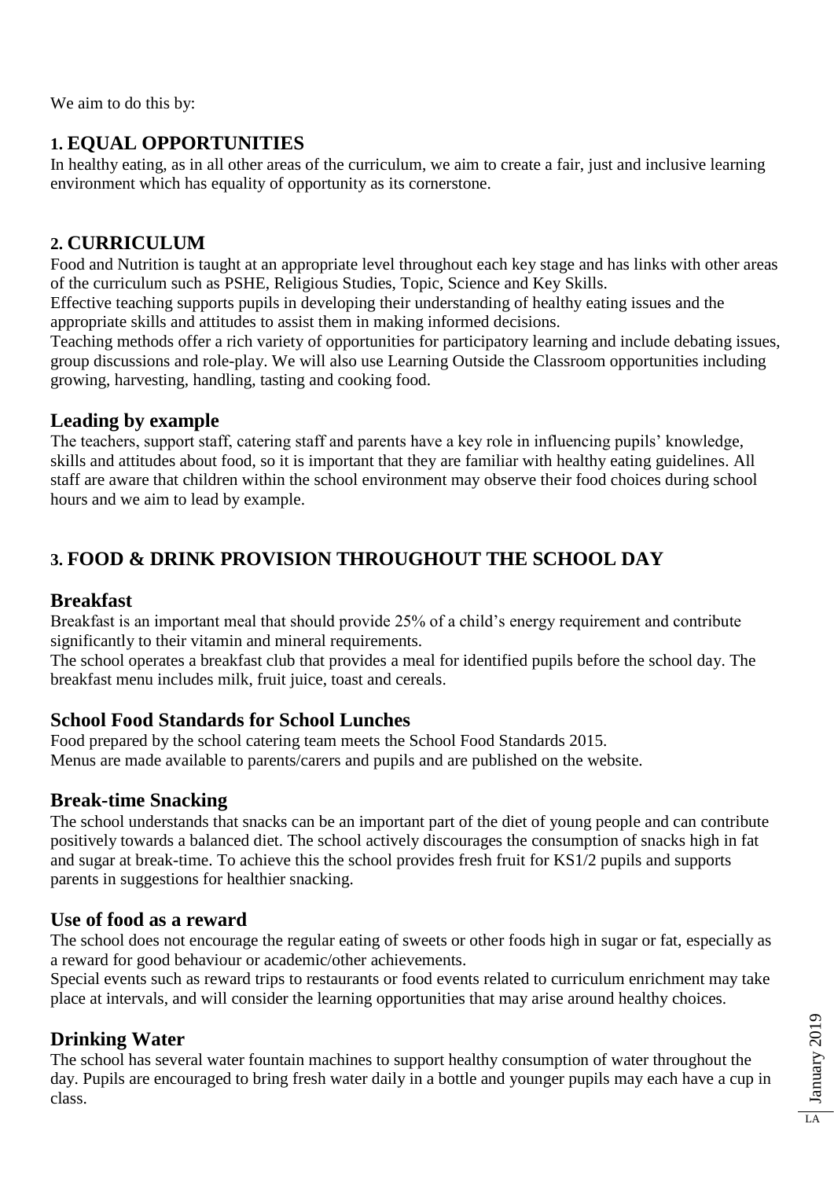We aim to do this by:

## 1. EQUAL OPPORTUNITIES

In healthy eating, as in all other areas of the curriculum, we aim to create a fair, just and inclusive learning environment which has equality of opportunity as its cornerstone.

## 2. CURRICULUM

Food and Nutrition is taught at an appropriate level throughout each key stage and has links with other areas of the curriculum such as PSHE, Religious Studies, Topic, Science and Key Skills.

Effective teaching supports pupils in developing their understanding of healthy eating issues and the appropriate skills and attitudes to assist them in making informed decisions.

Teaching methods offer a rich variety of opportunities for participatory learning and include debating issues, group discussions and role-play. We will also use Learning Outside the Classroom opportunities including growing, harvesting, handling, tasting and cooking food.

### Leading by example

The teachers, support staff, catering staff and parents have a key role in influencing pupils' knowledge, skills and attitudes about food, so it is important that they are familiar with healthy eating guidelines. All staff are aware that children within the school environment may observe their food choices during school hours and we aim to lead by example.

## 3. FOOD & DRINK PROVISION THROUGHOUT THE SCHOOL DAY

### Breakfast

Breakfast is an important meal that should provide 25% of a child's energy requirement and contribute significantly to their vitamin and mineral requirements.

The school operates a breakfast club that provides a meal for identified pupils before the school day. The breakfast menu includes milk, fruit juice, toast and cereals.

### School Food Standards for School Lunches

Food prepared by the school catering team meets the School Food Standards 2015.

Menus are made available to parents/carers and pupils and are published on the website.

### Break-time Snacking

The school understands that snacks can be an important part of the diet of young people and can contribute positively towards a balanced diet. The school actively discourages the consumption of snacks high in fat and sugar at break-time. To achieve this the school provides fresh fruit for KS1/2 pupils and supports parents in suggestions for healthier snacking.

### Use of food as a reward

The school does not encourage the regular eating of sweets or other foods high in sugar or fat, especially as a reward for good behaviour or academic/other achievements.

Special events such as reward trips to restaurants or food events related to curriculum enrichment may take place at intervals, and will consider the learning opportunities that may arise around healthy choices.

### Drinking Water

The school has several water fountain machines to support healthy consumption of water throughout the day. Pupils are encouraged to bring fresh water daily in a bottle and younger pupils may each have a cup in class.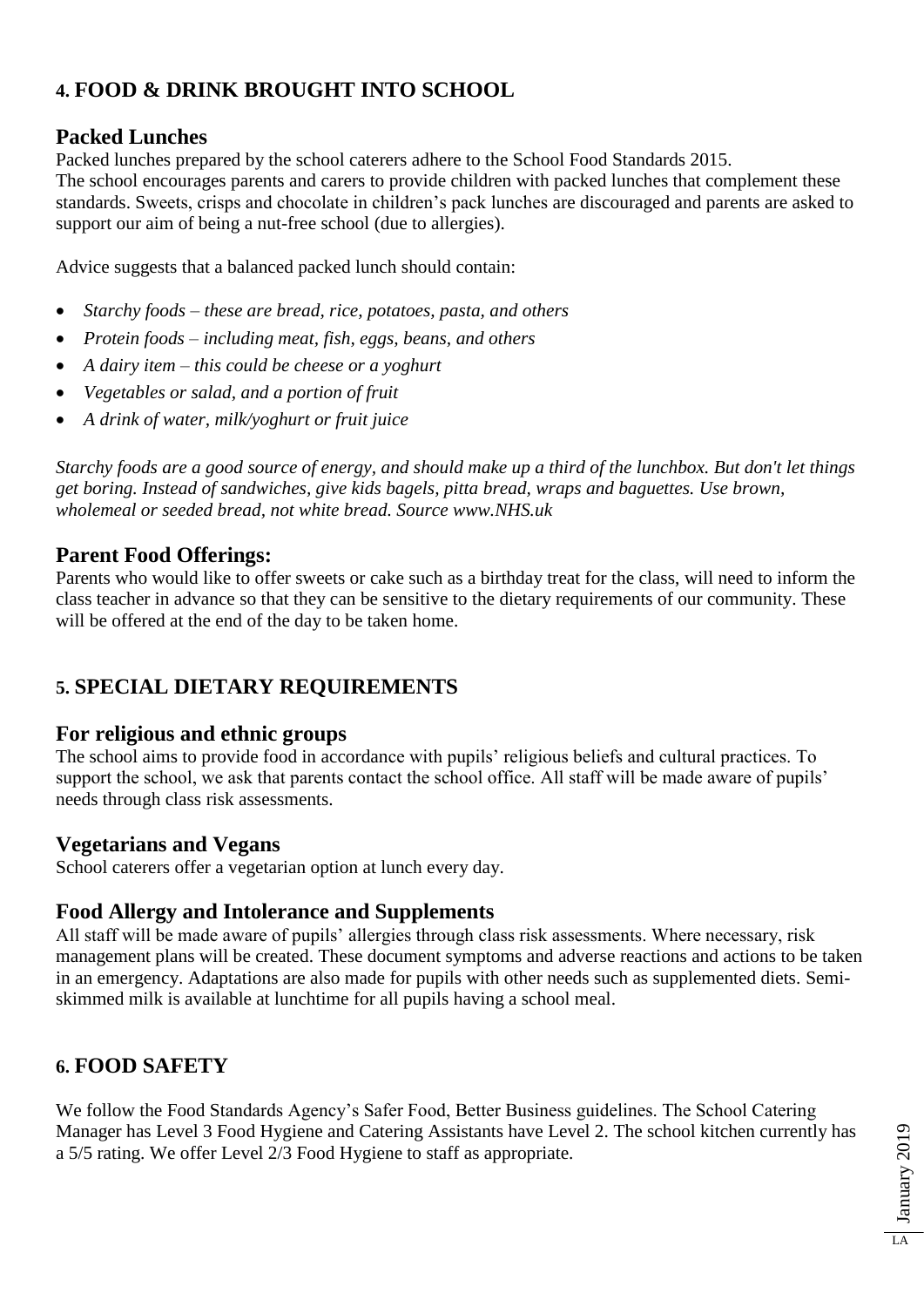## 4. FOOD & DRINK BROUGHT INTO SCHOOL

### Packed Lunches

Packed lunches prepared by the school caterers adhere to the School Food Standards 2015.
The school encourages parents and carers to provide children with packed lunches that complement these standards. Sweets, crisps and chocolate in children's pack lunches are discouraged and parents are asked to support our aim of being a nut-free school (due to allergies).

Advice suggests that a balanced packed lunch should contain:

- *Starchy foods – these are bread, rice, potatoes, pasta, and others*
- *Protein foods – including meat, fish, eggs, beans, and others*
- *A dairy item – this could be cheese or a yoghurt*
- *Vegetables or salad, and a portion of fruit*
- *A drink of water, milk/yoghurt or fruit juice*

*Starchy foods are a good source of energy, and should make up a third of the lunchbox. But don't let things get boring. Instead of sandwiches, give kids bagels, pitta bread, wraps and baguettes. Use brown, wholemeal or seeded bread, not white bread. Source www.NHS.uk*

### Parent Food Offerings:

Parents who would like to offer sweets or cake such as a birthday treat for the class, will need to inform the class teacher in advance so that they can be sensitive to the dietary requirements of our community. These will be offered at the end of the day to be taken home.

## 5. SPECIAL DIETARY REQUIREMENTS

### For religious and ethnic groups

The school aims to provide food in accordance with pupils' religious beliefs and cultural practices. To support the school, we ask that parents contact the school office. All staff will be made aware of pupils' needs through class risk assessments.

### Vegetarians and Vegans

School caterers offer a vegetarian option at lunch every day.

### Food Allergy and Intolerance and Supplements

All staff will be made aware of pupils' allergies through class risk assessments. Where necessary, risk management plans will be created. These document symptoms and adverse reactions and actions to be taken in an emergency. Adaptations are also made for pupils with other needs such as supplemented diets. Semi-skimmed milk is available at lunchtime for all pupils having a school meal.

## 6. FOOD SAFETY

We follow the Food Standards Agency's Safer Food, Better Business guidelines. The School Catering Manager has Level 3 Food Hygiene and Catering Assistants have Level 2. The school kitchen currently has a 5/5 rating. We offer Level 2/3 Food Hygiene to staff as appropriate.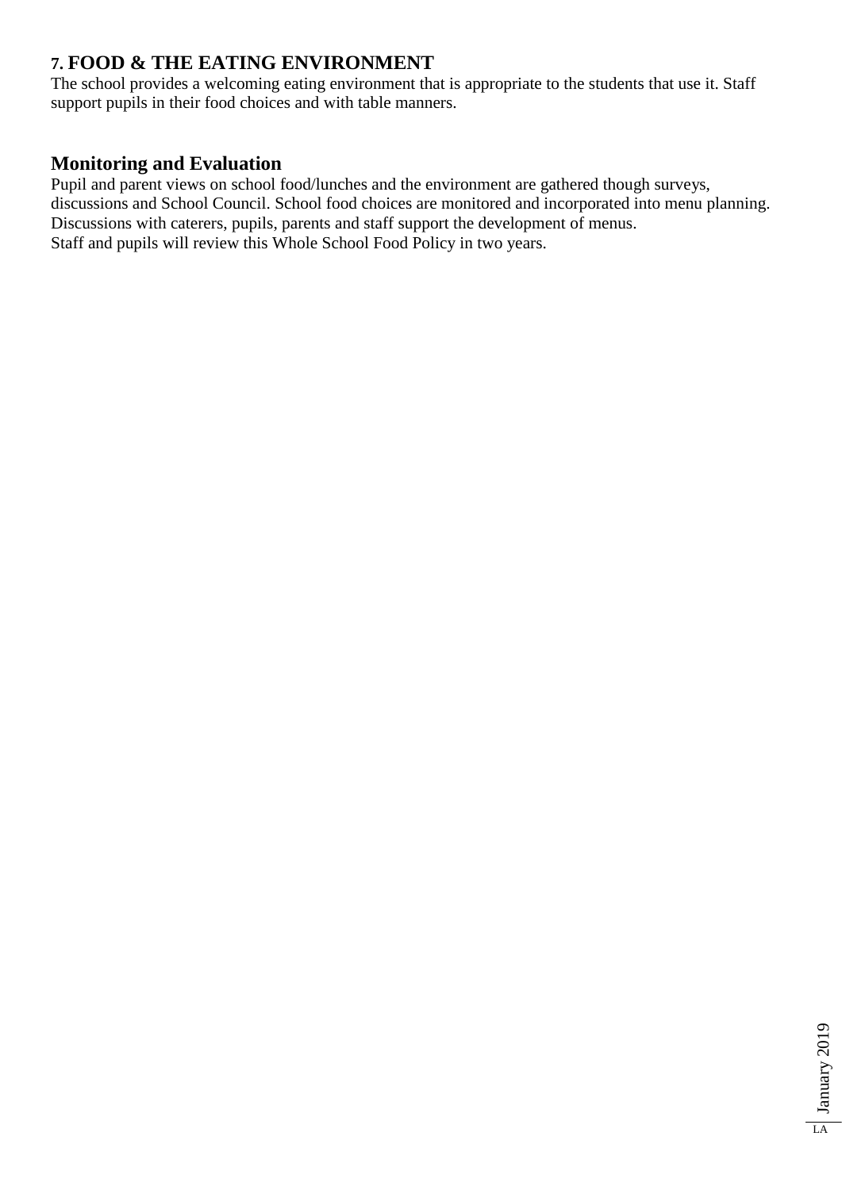## 7. FOOD & THE EATING ENVIRONMENT

The school provides a welcoming eating environment that is appropriate to the students that use it. Staff support pupils in their food choices and with table manners.

## Monitoring and Evaluation

Pupil and parent views on school food/lunches and the environment are gathered though surveys, discussions and School Council. School food choices are monitored and incorporated into menu planning. Discussions with caterers, pupils, parents and staff support the development of menus.
Staff and pupils will review this Whole School Food Policy in two years.